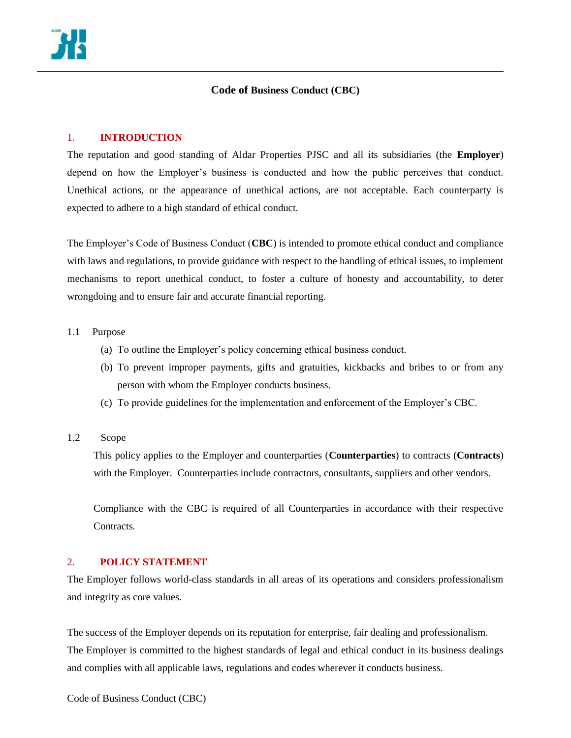# Code of Business Conduct (CBC)

## 1. INTRODUCTION

The reputation and good standing of Aldar Properties PJSC and all its subsidiaries (the **Employer**) depend on how the Employer's business is conducted and how the public perceives that conduct. Unethical actions, or the appearance of unethical actions, are not acceptable. Each counterparty is expected to adhere to a high standard of ethical conduct.

The Employer's Code of Business Conduct (**CBC**) is intended to promote ethical conduct and compliance with laws and regulations, to provide guidance with respect to the handling of ethical issues, to implement mechanisms to report unethical conduct, to foster a culture of honesty and accountability, to deter wrongdoing and to ensure fair and accurate financial reporting.

### 1.1 Purpose

(a) To outline the Employer's policy concerning ethical business conduct.

(b) To prevent improper payments, gifts and gratuities, kickbacks and bribes to or from any person with whom the Employer conducts business.

(c) To provide guidelines for the implementation and enforcement of the Employer's CBC.

### 1.2 Scope

This policy applies to the Employer and counterparties (**Counterparties**) to contracts (**Contracts**) with the Employer. Counterparties include contractors, consultants, suppliers and other vendors.

Compliance with the CBC is required of all Counterparties in accordance with their respective Contracts.

## 2. POLICY STATEMENT

The Employer follows world-class standards in all areas of its operations and considers professionalism and integrity as core values.

The success of the Employer depends on its reputation for enterprise, fair dealing and professionalism. The Employer is committed to the highest standards of legal and ethical conduct in its business dealings and complies with all applicable laws, regulations and codes wherever it conducts business.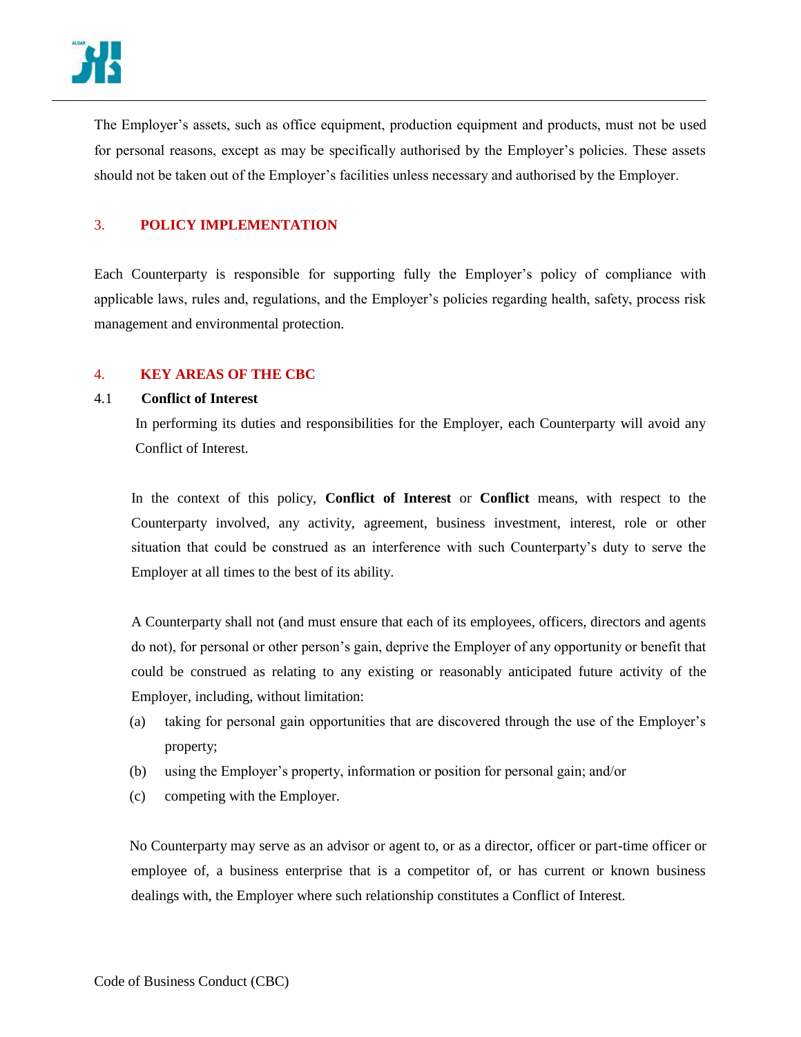The Employer's assets, such as office equipment, production equipment and products, must not be used for personal reasons, except as may be specifically authorised by the Employer's policies. These assets should not be taken out of the Employer's facilities unless necessary and authorised by the Employer.

## 3. POLICY IMPLEMENTATION

Each Counterparty is responsible for supporting fully the Employer's policy of compliance with applicable laws, rules and, regulations, and the Employer's policies regarding health, safety, process risk management and environmental protection.

## 4. KEY AREAS OF THE CBC

### 4.1 Conflict of Interest

In performing its duties and responsibilities for the Employer, each Counterparty will avoid any Conflict of Interest.

In the context of this policy, **Conflict of Interest** or **Conflict** means, with respect to the Counterparty involved, any activity, agreement, business investment, interest, role or other situation that could be construed as an interference with such Counterparty's duty to serve the Employer at all times to the best of its ability.

A Counterparty shall not (and must ensure that each of its employees, officers, directors and agents do not), for personal or other person's gain, deprive the Employer of any opportunity or benefit that could be construed as relating to any existing or reasonably anticipated future activity of the Employer, including, without limitation:

(a) taking for personal gain opportunities that are discovered through the use of the Employer's property;

(b) using the Employer's property, information or position for personal gain; and/or

(c) competing with the Employer.

No Counterparty may serve as an advisor or agent to, or as a director, officer or part-time officer or employee of, a business enterprise that is a competitor of, or has current or known business dealings with, the Employer where such relationship constitutes a Conflict of Interest.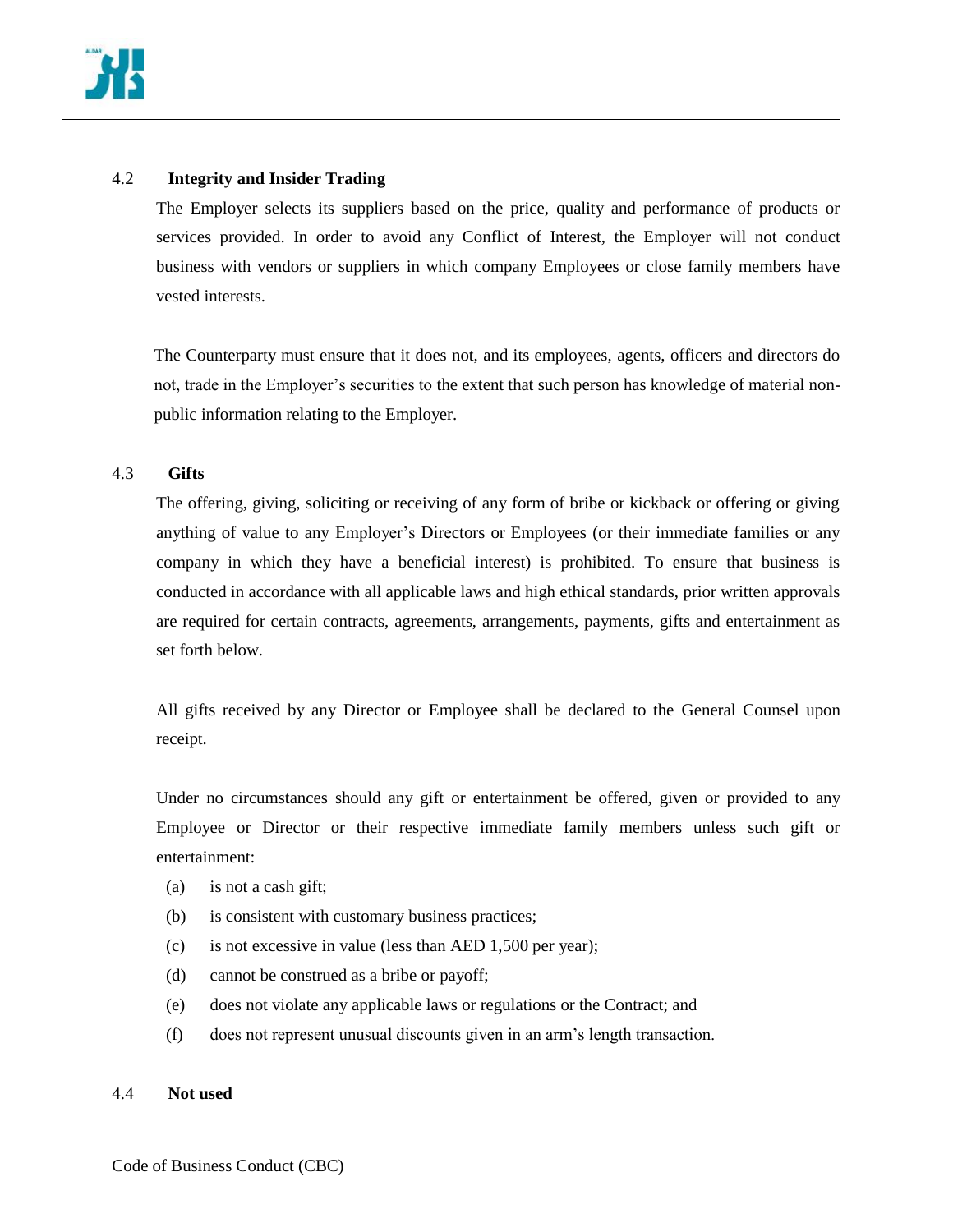### 4.2 Integrity and Insider Trading

The Employer selects its suppliers based on the price, quality and performance of products or services provided. In order to avoid any Conflict of Interest, the Employer will not conduct business with vendors or suppliers in which company Employees or close family members have vested interests.

The Counterparty must ensure that it does not, and its employees, agents, officers and directors do not, trade in the Employer's securities to the extent that such person has knowledge of material non-public information relating to the Employer.

### 4.3 Gifts

The offering, giving, soliciting or receiving of any form of bribe or kickback or offering or giving anything of value to any Employer's Directors or Employees (or their immediate families or any company in which they have a beneficial interest) is prohibited. To ensure that business is conducted in accordance with all applicable laws and high ethical standards, prior written approvals are required for certain contracts, agreements, arrangements, payments, gifts and entertainment as set forth below.

All gifts received by any Director or Employee shall be declared to the General Counsel upon receipt.

Under no circumstances should any gift or entertainment be offered, given or provided to any Employee or Director or their respective immediate family members unless such gift or entertainment:

(a) is not a cash gift;

(b) is consistent with customary business practices;

(c) is not excessive in value (less than AED 1,500 per year);

(d) cannot be construed as a bribe or payoff;

(e) does not violate any applicable laws or regulations or the Contract; and

(f) does not represent unusual discounts given in an arm's length transaction.

### 4.4 Not used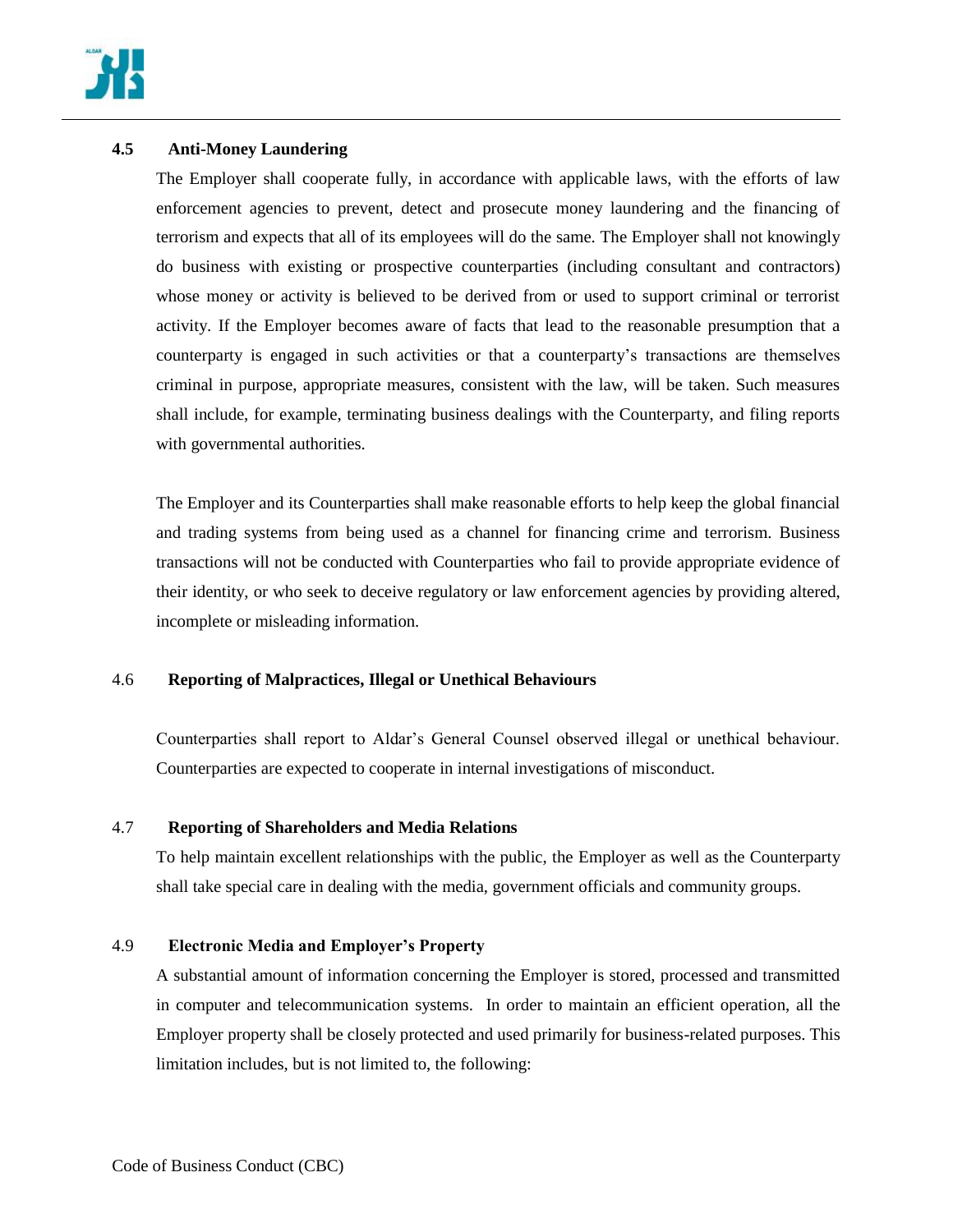**4.5 Anti-Money Laundering**

The Employer shall cooperate fully, in accordance with applicable laws, with the efforts of law enforcement agencies to prevent, detect and prosecute money laundering and the financing of terrorism and expects that all of its employees will do the same. The Employer shall not knowingly do business with existing or prospective counterparties (including consultant and contractors) whose money or activity is believed to be derived from or used to support criminal or terrorist activity. If the Employer becomes aware of facts that lead to the reasonable presumption that a counterparty is engaged in such activities or that a counterparty's transactions are themselves criminal in purpose, appropriate measures, consistent with the law, will be taken. Such measures shall include, for example, terminating business dealings with the Counterparty, and filing reports with governmental authorities.

The Employer and its Counterparties shall make reasonable efforts to help keep the global financial and trading systems from being used as a channel for financing crime and terrorism. Business transactions will not be conducted with Counterparties who fail to provide appropriate evidence of their identity, or who seek to deceive regulatory or law enforcement agencies by providing altered, incomplete or misleading information.

4.6 **Reporting of Malpractices, Illegal or Unethical Behaviours**

Counterparties shall report to Aldar's General Counsel observed illegal or unethical behaviour. Counterparties are expected to cooperate in internal investigations of misconduct.

4.7 **Reporting of Shareholders and Media Relations**

To help maintain excellent relationships with the public, the Employer as well as the Counterparty shall take special care in dealing with the media, government officials and community groups.

4.9 **Electronic Media and Employer's Property**

A substantial amount of information concerning the Employer is stored, processed and transmitted in computer and telecommunication systems. In order to maintain an efficient operation, all the Employer property shall be closely protected and used primarily for business-related purposes. This limitation includes, but is not limited to, the following: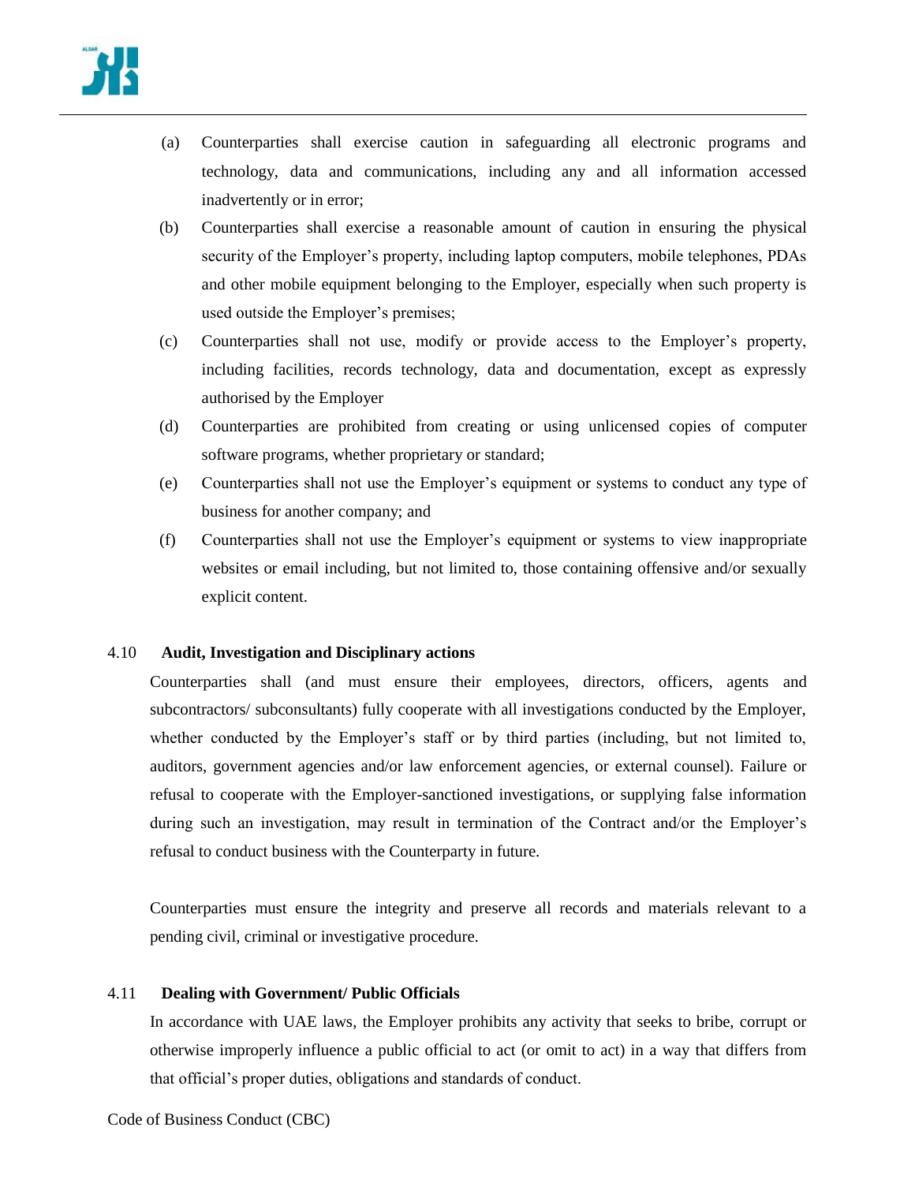(a) Counterparties shall exercise caution in safeguarding all electronic programs and technology, data and communications, including any and all information accessed inadvertently or in error;

(b) Counterparties shall exercise a reasonable amount of caution in ensuring the physical security of the Employer's property, including laptop computers, mobile telephones, PDAs and other mobile equipment belonging to the Employer, especially when such property is used outside the Employer's premises;

(c) Counterparties shall not use, modify or provide access to the Employer's property, including facilities, records technology, data and documentation, except as expressly authorised by the Employer

(d) Counterparties are prohibited from creating or using unlicensed copies of computer software programs, whether proprietary or standard;

(e) Counterparties shall not use the Employer's equipment or systems to conduct any type of business for another company; and

(f) Counterparties shall not use the Employer's equipment or systems to view inappropriate websites or email including, but not limited to, those containing offensive and/or sexually explicit content.

### 4.10 Audit, Investigation and Disciplinary actions

Counterparties shall (and must ensure their employees, directors, officers, agents and subcontractors/ subconsultants) fully cooperate with all investigations conducted by the Employer, whether conducted by the Employer's staff or by third parties (including, but not limited to, auditors, government agencies and/or law enforcement agencies, or external counsel). Failure or refusal to cooperate with the Employer-sanctioned investigations, or supplying false information during such an investigation, may result in termination of the Contract and/or the Employer's refusal to conduct business with the Counterparty in future.

Counterparties must ensure the integrity and preserve all records and materials relevant to a pending civil, criminal or investigative procedure.

### 4.11 Dealing with Government/ Public Officials

In accordance with UAE laws, the Employer prohibits any activity that seeks to bribe, corrupt or otherwise improperly influence a public official to act (or omit to act) in a way that differs from that official's proper duties, obligations and standards of conduct.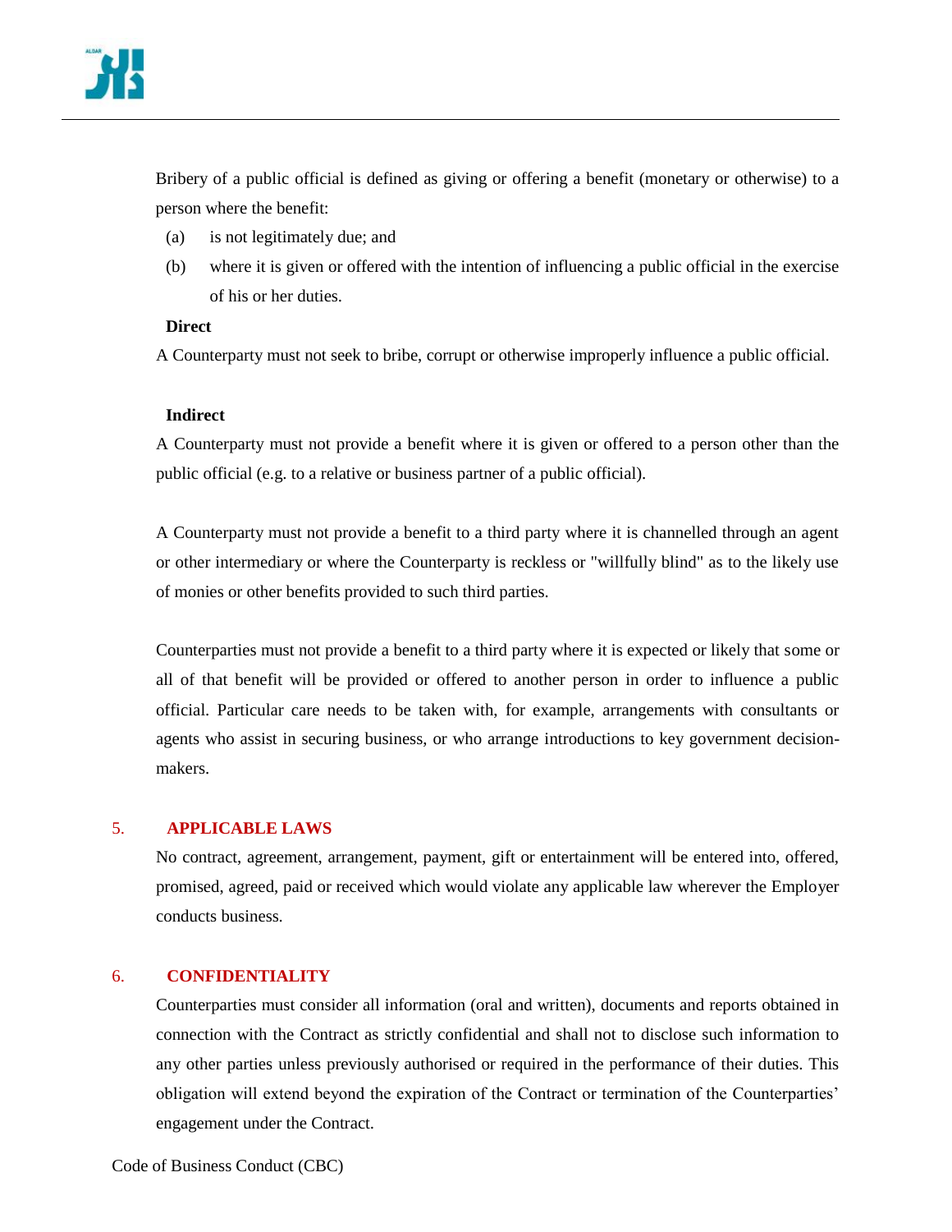Bribery of a public official is defined as giving or offering a benefit (monetary or otherwise) to a person where the benefit:

(a) is not legitimately due; and

(b) where it is given or offered with the intention of influencing a public official in the exercise of his or her duties.

**Direct**

A Counterparty must not seek to bribe, corrupt or otherwise improperly influence a public official.

**Indirect**

A Counterparty must not provide a benefit where it is given or offered to a person other than the public official (e.g. to a relative or business partner of a public official).

A Counterparty must not provide a benefit to a third party where it is channelled through an agent or other intermediary or where the Counterparty is reckless or "willfully blind" as to the likely use of monies or other benefits provided to such third parties.

Counterparties must not provide a benefit to a third party where it is expected or likely that some or all of that benefit will be provided or offered to another person in order to influence a public official. Particular care needs to be taken with, for example, arrangements with consultants or agents who assist in securing business, or who arrange introductions to key government decision-makers.

## 5. APPLICABLE LAWS

No contract, agreement, arrangement, payment, gift or entertainment will be entered into, offered, promised, agreed, paid or received which would violate any applicable law wherever the Employer conducts business.

## 6. CONFIDENTIALITY

Counterparties must consider all information (oral and written), documents and reports obtained in connection with the Contract as strictly confidential and shall not to disclose such information to any other parties unless previously authorised or required in the performance of their duties. This obligation will extend beyond the expiration of the Contract or termination of the Counterparties' engagement under the Contract.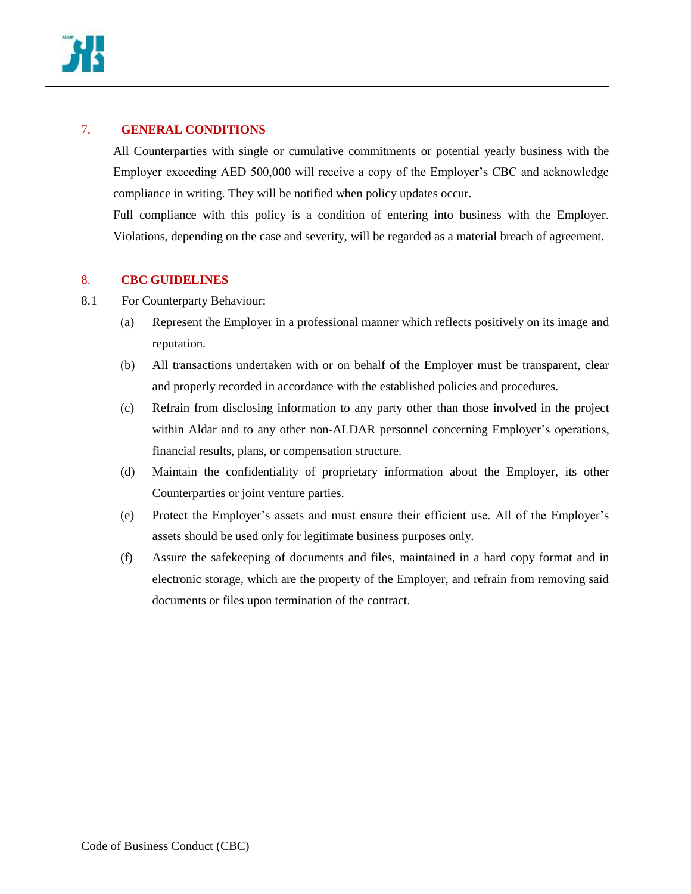## 7. GENERAL CONDITIONS

All Counterparties with single or cumulative commitments or potential yearly business with the Employer exceeding AED 500,000 will receive a copy of the Employer's CBC and acknowledge compliance in writing. They will be notified when policy updates occur.

Full compliance with this policy is a condition of entering into business with the Employer. Violations, depending on the case and severity, will be regarded as a material breach of agreement.

## 8. CBC GUIDELINES

8.1 For Counterparty Behaviour:

(a) Represent the Employer in a professional manner which reflects positively on its image and reputation.

(b) All transactions undertaken with or on behalf of the Employer must be transparent, clear and properly recorded in accordance with the established policies and procedures.

(c) Refrain from disclosing information to any party other than those involved in the project within Aldar and to any other non-ALDAR personnel concerning Employer's operations, financial results, plans, or compensation structure.

(d) Maintain the confidentiality of proprietary information about the Employer, its other Counterparties or joint venture parties.

(e) Protect the Employer's assets and must ensure their efficient use. All of the Employer's assets should be used only for legitimate business purposes only.

(f) Assure the safekeeping of documents and files, maintained in a hard copy format and in electronic storage, which are the property of the Employer, and refrain from removing said documents or files upon termination of the contract.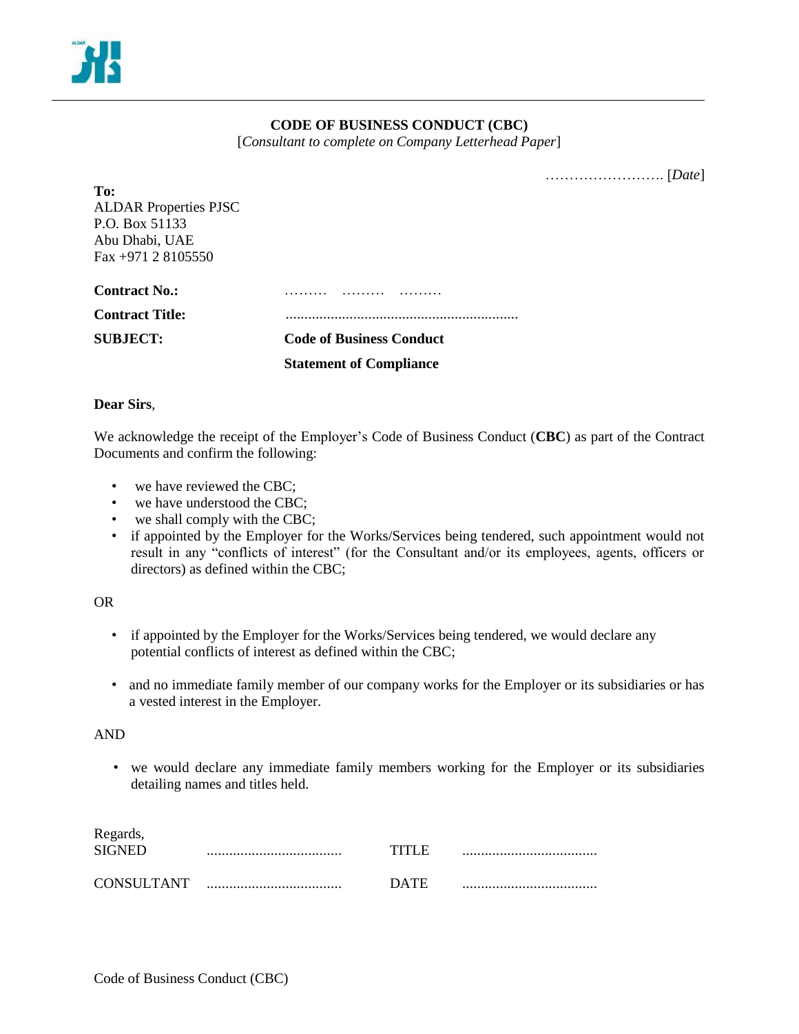**CODE OF BUSINESS CONDUCT (CBC)**

[*Consultant to complete on Company Letterhead Paper*]

……………………. [*Date*]

**To:**
ALDAR Properties PJSC
P.O. Box 51133
Abu Dhabi, UAE
Fax +971 2 8105550

| | |
|---|---|
| **Contract No.:** | ……… ……… ……… |
| **Contract Title:** | ............................................................... |
| **SUBJECT:** | **Code of Business Conduct** |
| | **Statement of Compliance** |

**Dear Sirs**,

We acknowledge the receipt of the Employer's Code of Business Conduct (**CBC**) as part of the Contract Documents and confirm the following:

- we have reviewed the CBC;
- we have understood the CBC;
- we shall comply with the CBC;
- if appointed by the Employer for the Works/Services being tendered, such appointment would not result in any "conflicts of interest" (for the Consultant and/or its employees, agents, officers or directors) as defined within the CBC;

OR

- if appointed by the Employer for the Works/Services being tendered, we would declare any potential conflicts of interest as defined within the CBC;

- and no immediate family member of our company works for the Employer or its subsidiaries or has a vested interest in the Employer.

AND

- we would declare any immediate family members working for the Employer or its subsidiaries detailing names and titles held.

Regards,

| | | | |
|---|---|---|---|
| SIGNED | .................................... | TITLE | .................................... |
| CONSULTANT | .................................... | DATE | .................................... |